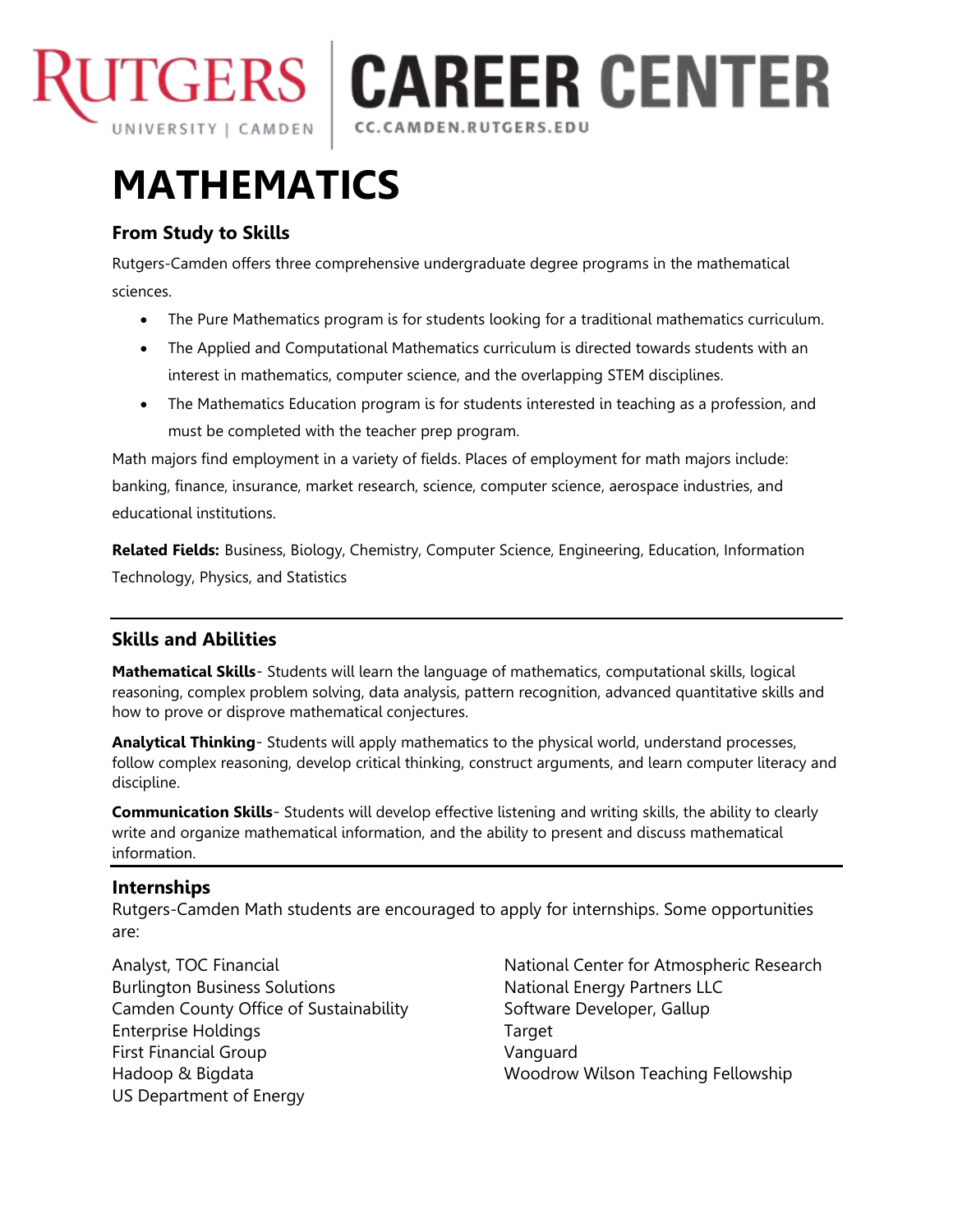RUTGERS UNIVERSITY | CAMDEN | CAREER CENTER

CC.CAMDEN.RUTGERS.EDU

# MATHEMATICS

### From Study to Skills

Rutgers-Camden offers three comprehensive undergraduate degree programs in the mathematical sciences.

- The Pure Mathematics program is for students looking for a traditional mathematics curriculum.
- The Applied and Computational Mathematics curriculum is directed towards students with an interest in mathematics, computer science, and the overlapping STEM disciplines.
- The Mathematics Education program is for students interested in teaching as a profession, and must be completed with the teacher prep program.

Math majors find employment in a variety of fields. Places of employment for math majors include: banking, finance, insurance, market research, science, computer science, aerospace industries, and educational institutions.

**Related Fields:** Business, Biology, Chemistry, Computer Science, Engineering, Education, Information Technology, Physics, and Statistics

---

### Skills and Abilities

**Mathematical Skills**- Students will learn the language of mathematics, computational skills, logical reasoning, complex problem solving, data analysis, pattern recognition, advanced quantitative skills and how to prove or disprove mathematical conjectures.

**Analytical Thinking**- Students will apply mathematics to the physical world, understand processes, follow complex reasoning, develop critical thinking, construct arguments, and learn computer literacy and discipline.

**Communication Skills**- Students will develop effective listening and writing skills, the ability to clearly write and organize mathematical information, and the ability to present and discuss mathematical information.

---

### Internships

Rutgers-Camden Math students are encouraged to apply for internships. Some opportunities are:

Analyst, TOC Financial
Burlington Business Solutions
Camden County Office of Sustainability
Enterprise Holdings
First Financial Group
Hadoop & Bigdata
US Department of Energy
National Center for Atmospheric Research
National Energy Partners LLC
Software Developer, Gallup
Target
Vanguard
Woodrow Wilson Teaching Fellowship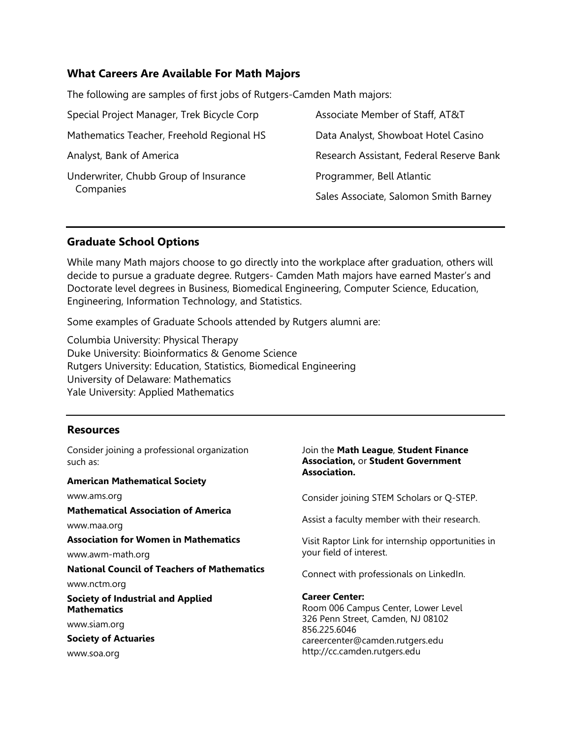## What Careers Are Available For Math Majors

The following are samples of first jobs of Rutgers-Camden Math majors:

Special Project Manager, Trek Bicycle Corp

Mathematics Teacher, Freehold Regional HS

Analyst, Bank of America

Underwriter, Chubb Group of Insurance Companies

Associate Member of Staff, AT&T

Data Analyst, Showboat Hotel Casino

Research Assistant, Federal Reserve Bank

Programmer, Bell Atlantic

Sales Associate, Salomon Smith Barney

## Graduate School Options

While many Math majors choose to go directly into the workplace after graduation, others will decide to pursue a graduate degree. Rutgers- Camden Math majors have earned Master's and Doctorate level degrees in Business, Biomedical Engineering, Computer Science, Education, Engineering, Information Technology, and Statistics.

Some examples of Graduate Schools attended by Rutgers alumni are:

Columbia University: Physical Therapy
Duke University: Bioinformatics & Genome Science
Rutgers University: Education, Statistics, Biomedical Engineering
University of Delaware: Mathematics
Yale University: Applied Mathematics

## Resources

Consider joining a professional organization such as:

**American Mathematical Society**
www.ams.org

**Mathematical Association of America**
www.maa.org

**Association for Women in Mathematics**
www.awm-math.org

**National Council of Teachers of Mathematics**
www.nctm.org

**Society of Industrial and Applied Mathematics**
www.siam.org

**Society of Actuaries**
www.soa.org

Join the **Math League**, **Student Finance Association,** or **Student Government Association.**

Consider joining STEM Scholars or Q-STEP.

Assist a faculty member with their research.

Visit Raptor Link for internship opportunities in your field of interest.

Connect with professionals on LinkedIn.

**Career Center:**
Room 006 Campus Center, Lower Level
326 Penn Street, Camden, NJ 08102
856.225.6046
careercenter@camden.rutgers.edu
http://cc.camden.rutgers.edu